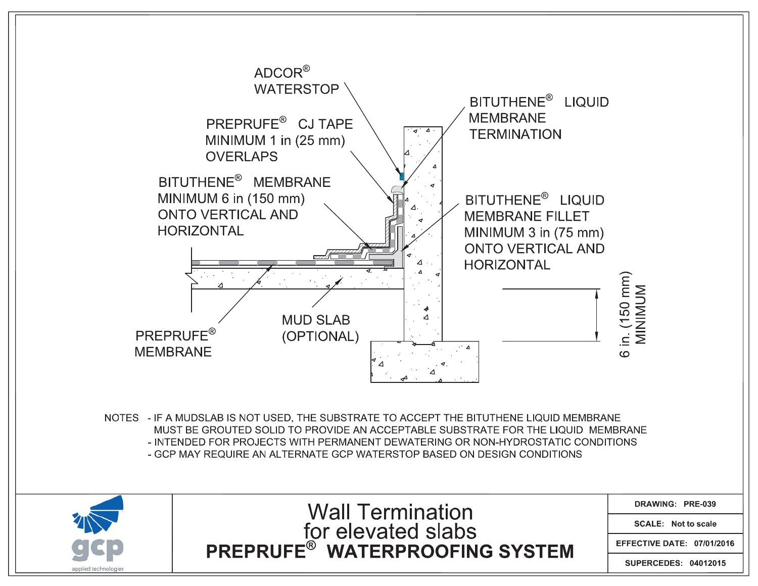ADCOR® WATERSTOP

PREPRUFE® CJ TAPE MINIMUM 1 in (25 mm) OVERLAPS

BITUTHENE® MEMBRANE MINIMUM 6 in (150 mm) ONTO VERTICAL AND HORIZONTAL

BITUTHENE® LIQUID MEMBRANE TERMINATION

BITUTHENE® LIQUID MEMBRANE FILLET MINIMUM 3 in (75 mm) ONTO VERTICAL AND HORIZONTAL

PREPRUFE® MEMBRANE

MUD SLAB (OPTIONAL)

6 in. (150 mm) MINIMUM

NOTES

- IF A MUDSLAB IS NOT USED, THE SUBSTRATE TO ACCEPT THE BITUTHENE LIQUID MEMBRANE MUST BE GROUTED SOLID TO PROVIDE AN ACCEPTABLE SUBSTRATE FOR THE LIQUID MEMBRANE
- INTENDED FOR PROJECTS WITH PERMANENT DEWATERING OR NON-HYDROSTATIC CONDITIONS
- GCP MAY REQUIRE AN ALTERNATE GCP WATERSTOP BASED ON DESIGN CONDITIONS

gcp applied technologies

# Wall Termination for elevated slabs

## PREPRUFE® WATERPROOFING SYSTEM

| | |
|---|---|
| DRAWING: | PRE-039 |
| SCALE: | Not to scale |
| EFFECTIVE DATE: | 07/01/2016 |
| SUPERCEDES: | 04012015 |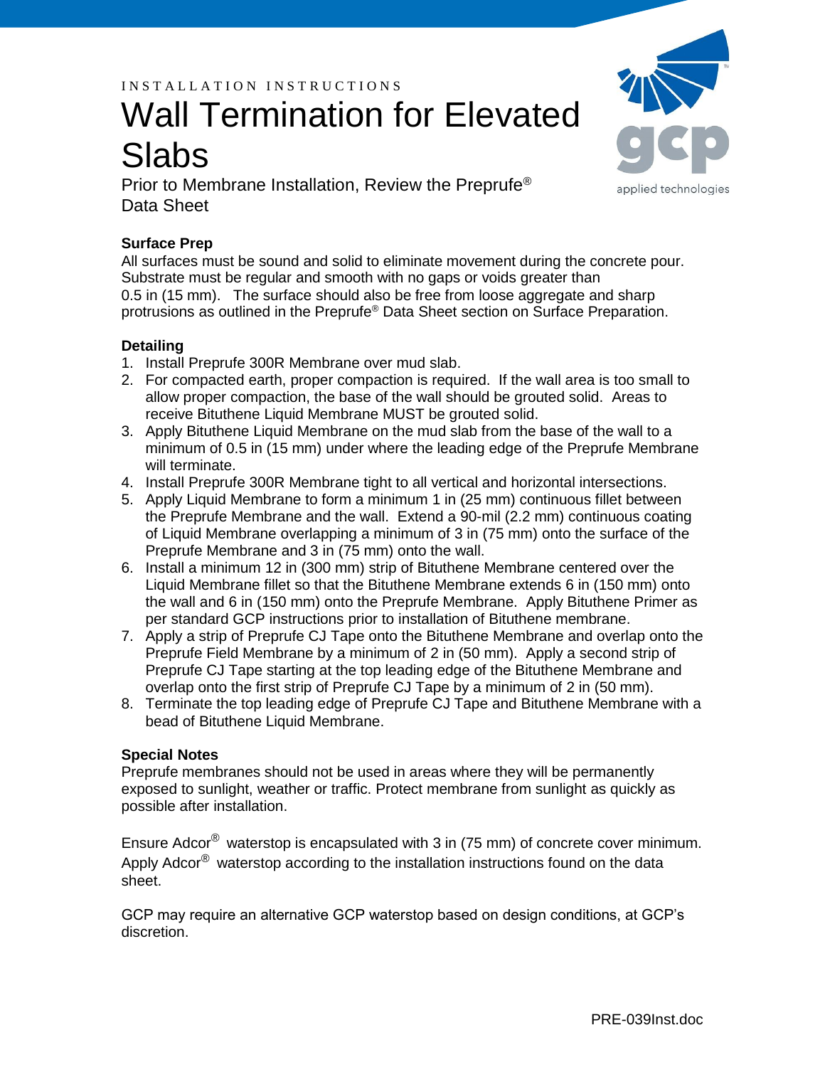INSTALLATION INSTRUCTIONS

# Wall Termination for Elevated Slabs

Prior to Membrane Installation, Review the Preprufe® Data Sheet

### Surface Prep

All surfaces must be sound and solid to eliminate movement during the concrete pour. Substrate must be regular and smooth with no gaps or voids greater than 0.5 in (15 mm). The surface should also be free from loose aggregate and sharp protrusions as outlined in the Preprufe® Data Sheet section on Surface Preparation.

### Detailing

1. Install Preprufe 300R Membrane over mud slab.
2. For compacted earth, proper compaction is required. If the wall area is too small to allow proper compaction, the base of the wall should be grouted solid. Areas to receive Bituthene Liquid Membrane MUST be grouted solid.
3. Apply Bituthene Liquid Membrane on the mud slab from the base of the wall to a minimum of 0.5 in (15 mm) under where the leading edge of the Preprufe Membrane will terminate.
4. Install Preprufe 300R Membrane tight to all vertical and horizontal intersections.
5. Apply Liquid Membrane to form a minimum 1 in (25 mm) continuous fillet between the Preprufe Membrane and the wall. Extend a 90-mil (2.2 mm) continuous coating of Liquid Membrane overlapping a minimum of 3 in (75 mm) onto the surface of the Preprufe Membrane and 3 in (75 mm) onto the wall.
6. Install a minimum 12 in (300 mm) strip of Bituthene Membrane centered over the Liquid Membrane fillet so that the Bituthene Membrane extends 6 in (150 mm) onto the wall and 6 in (150 mm) onto the Preprufe Membrane. Apply Bituthene Primer as per standard GCP instructions prior to installation of Bituthene membrane.
7. Apply a strip of Preprufe CJ Tape onto the Bituthene Membrane and overlap onto the Preprufe Field Membrane by a minimum of 2 in (50 mm). Apply a second strip of Preprufe CJ Tape starting at the top leading edge of the Bituthene Membrane and overlap onto the first strip of Preprufe CJ Tape by a minimum of 2 in (50 mm).
8. Terminate the top leading edge of Preprufe CJ Tape and Bituthene Membrane with a bead of Bituthene Liquid Membrane.

### Special Notes

Preprufe membranes should not be used in areas where they will be permanently exposed to sunlight, weather or traffic. Protect membrane from sunlight as quickly as possible after installation.

Ensure Adcor® waterstop is encapsulated with 3 in (75 mm) of concrete cover minimum. Apply Adcor® waterstop according to the installation instructions found on the data sheet.

GCP may require an alternative GCP waterstop based on design conditions, at GCP's discretion.

PRE-039Inst.doc